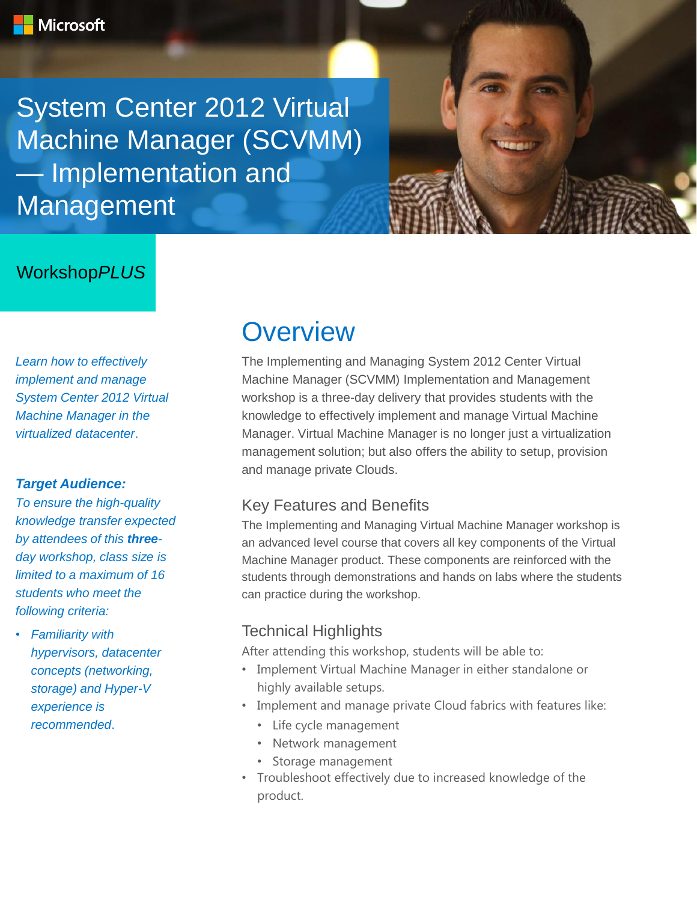Microsoft

# System Center 2012 Virtual Machine Manager (SCVMM) — Implementation and Management

WorkshopPLUS

*Learn how to effectively implement and manage System Center 2012 Virtual Machine Manager in the virtualized datacenter.*

***Target Audience:***

*To ensure the high-quality knowledge transfer expected by attendees of this **three**-day workshop, class size is limited to a maximum of 16 students who meet the following criteria:*

- *Familiarity with hypervisors, datacenter concepts (networking, storage) and Hyper-V experience is recommended.*

## Overview

The Implementing and Managing System 2012 Center Virtual Machine Manager (SCVMM) Implementation and Management workshop is a three-day delivery that provides students with the knowledge to effectively implement and manage Virtual Machine Manager. Virtual Machine Manager is no longer just a virtualization management solution; but also offers the ability to setup, provision and manage private Clouds.

### Key Features and Benefits

The Implementing and Managing Virtual Machine Manager workshop is an advanced level course that covers all key components of the Virtual Machine Manager product. These components are reinforced with the students through demonstrations and hands on labs where the students can practice during the workshop.

### Technical Highlights

After attending this workshop, students will be able to:

- Implement Virtual Machine Manager in either standalone or highly available setups.
- Implement and manage private Cloud fabrics with features like:
  - Life cycle management
  - Network management
  - Storage management
- Troubleshoot effectively due to increased knowledge of the product.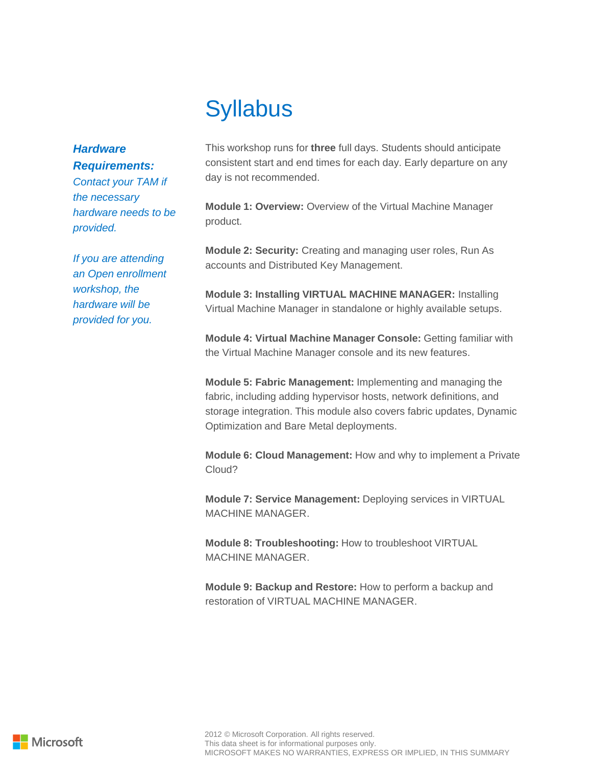# Syllabus

***Hardware Requirements:***

*Contact your TAM if the necessary hardware needs to be provided.*

*If you are attending an Open enrollment workshop, the hardware will be provided for you.*

This workshop runs for **three** full days. Students should anticipate consistent start and end times for each day. Early departure on any day is not recommended.

**Module 1: Overview:** Overview of the Virtual Machine Manager product.

**Module 2: Security:** Creating and managing user roles, Run As accounts and Distributed Key Management.

**Module 3: Installing VIRTUAL MACHINE MANAGER:** Installing Virtual Machine Manager in standalone or highly available setups.

**Module 4: Virtual Machine Manager Console:** Getting familiar with the Virtual Machine Manager console and its new features.

**Module 5: Fabric Management:** Implementing and managing the fabric, including adding hypervisor hosts, network definitions, and storage integration. This module also covers fabric updates, Dynamic Optimization and Bare Metal deployments.

**Module 6: Cloud Management:** How and why to implement a Private Cloud?

**Module 7: Service Management:** Deploying services in VIRTUAL MACHINE MANAGER.

**Module 8: Troubleshooting:** How to troubleshoot VIRTUAL MACHINE MANAGER.

**Module 9: Backup and Restore:** How to perform a backup and restoration of VIRTUAL MACHINE MANAGER.

Microsoft

2012 © Microsoft Corporation. All rights reserved.
This data sheet is for informational purposes only.
MICROSOFT MAKES NO WARRANTIES, EXPRESS OR IMPLIED, IN THIS SUMMARY